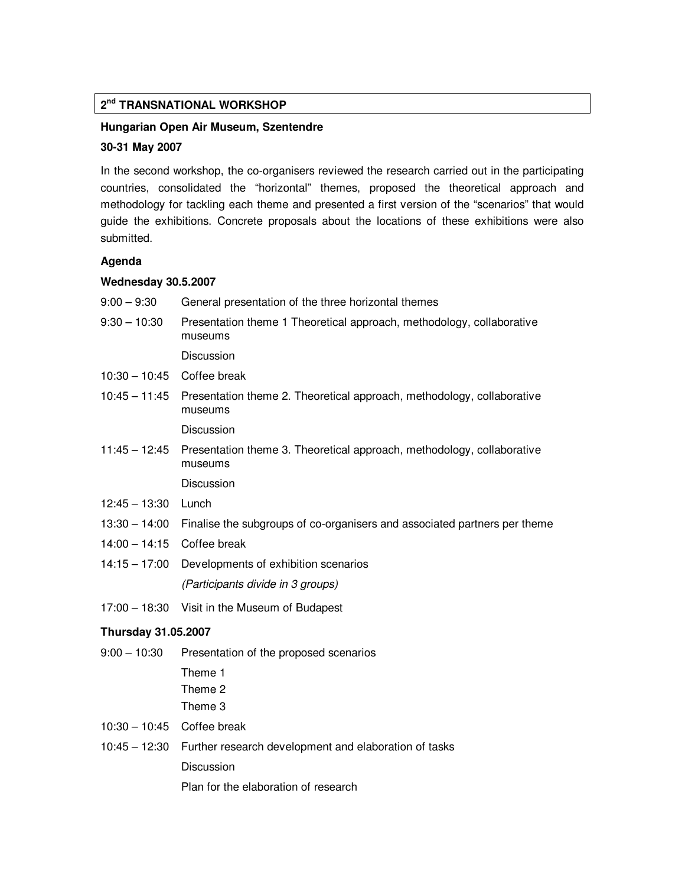## 2nd TRANSNATIONAL WORKSHOP

**Hungarian Open Air Museum, Szentendre**

**30-31 May 2007**

In the second workshop, the co-organisers reviewed the research carried out in the participating countries, consolidated the "horizontal" themes, proposed the theoretical approach and methodology for tackling each theme and presented a first version of the "scenarios" that would guide the exhibitions. Concrete proposals about the locations of these exhibitions were also submitted.

**Agenda**

**Wednesday 30.5.2007**

| | |
|---|---|
| 9:00 – 9:30 | General presentation of the three horizontal themes |
| 9:30 – 10:30 | Presentation theme 1 Theoretical approach, methodology, collaborative museums |
| | Discussion |
| 10:30 – 10:45 | Coffee break |
| 10:45 – 11:45 | Presentation theme 2. Theoretical approach, methodology, collaborative museums |
| | Discussion |
| 11:45 – 12:45 | Presentation theme 3. Theoretical approach, methodology, collaborative museums |
| | Discussion |
| 12:45 – 13:30 | Lunch |
| 13:30 – 14:00 | Finalise the subgroups of co-organisers and associated partners per theme |
| 14:00 – 14:15 | Coffee break |
| 14:15 – 17:00 | Developments of exhibition scenarios |
| | *(Participants divide in 3 groups)* |
| 17:00 – 18:30 | Visit in the Museum of Budapest |

**Thursday 31.05.2007**

| | |
|---|---|
| 9:00 – 10:30 | Presentation of the proposed scenarios |
| | Theme 1 |
| | Theme 2 |
| | Theme 3 |
| 10:30 – 10:45 | Coffee break |
| 10:45 – 12:30 | Further research development and elaboration of tasks |
| | Discussion |
| | Plan for the elaboration of research |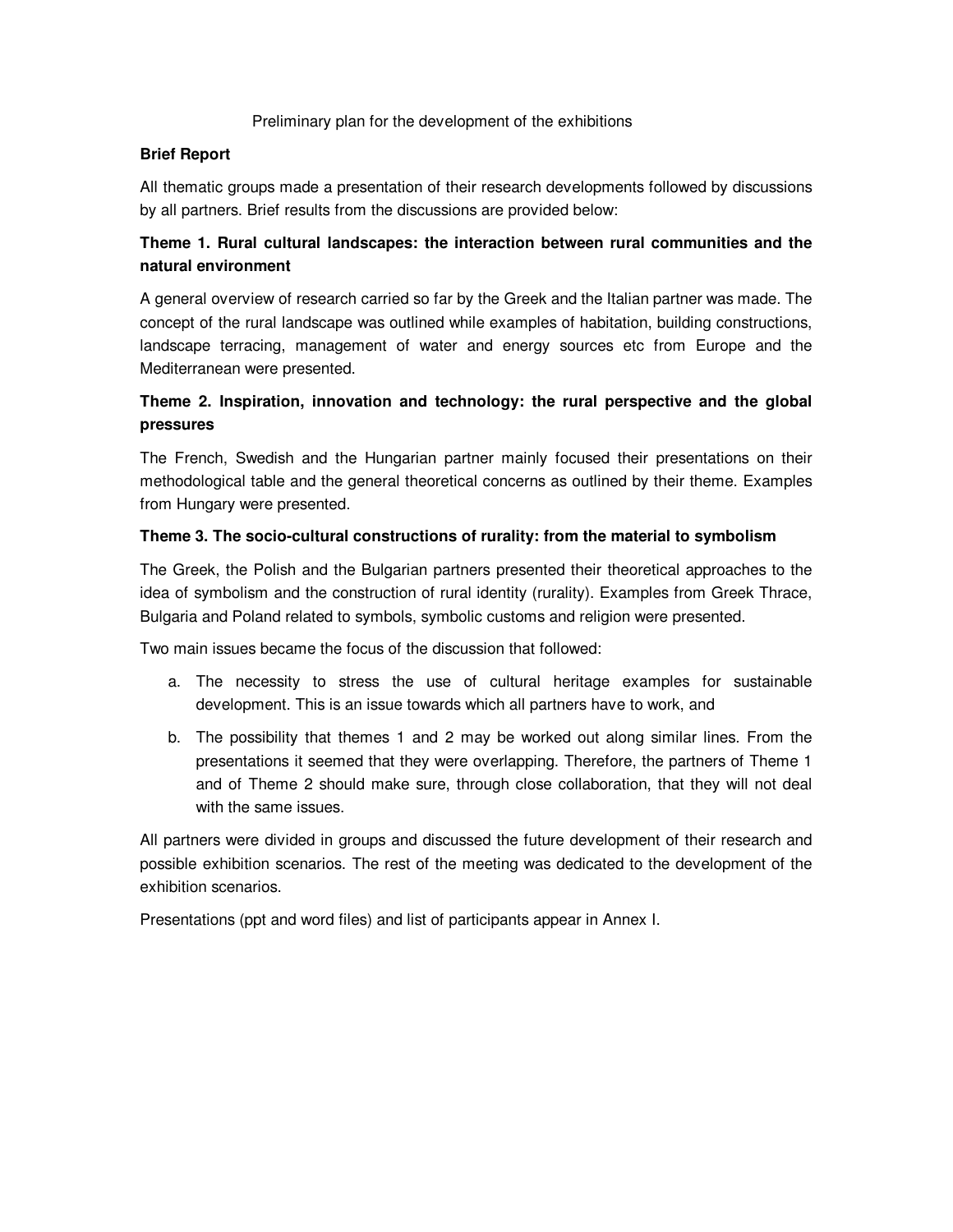Preliminary plan for the development of the exhibitions

**Brief Report**

All thematic groups made a presentation of their research developments followed by discussions by all partners. Brief results from the discussions are provided below:

**Theme 1. Rural cultural landscapes: the interaction between rural communities and the natural environment**

A general overview of research carried so far by the Greek and the Italian partner was made. The concept of the rural landscape was outlined while examples of habitation, building constructions, landscape terracing, management of water and energy sources etc from Europe and the Mediterranean were presented.

**Theme 2. Inspiration, innovation and technology: the rural perspective and the global pressures**

The French, Swedish and the Hungarian partner mainly focused their presentations on their methodological table and the general theoretical concerns as outlined by their theme. Examples from Hungary were presented.

**Theme 3. The socio-cultural constructions of rurality: from the material to symbolism**

The Greek, the Polish and the Bulgarian partners presented their theoretical approaches to the idea of symbolism and the construction of rural identity (rurality). Examples from Greek Thrace, Bulgaria and Poland related to symbols, symbolic customs and religion were presented.

Two main issues became the focus of the discussion that followed:

a. The necessity to stress the use of cultural heritage examples for sustainable development. This is an issue towards which all partners have to work, and
b. The possibility that themes 1 and 2 may be worked out along similar lines. From the presentations it seemed that they were overlapping. Therefore, the partners of Theme 1 and of Theme 2 should make sure, through close collaboration, that they will not deal with the same issues.

All partners were divided in groups and discussed the future development of their research and possible exhibition scenarios. The rest of the meeting was dedicated to the development of the exhibition scenarios.

Presentations (ppt and word files) and list of participants appear in Annex I.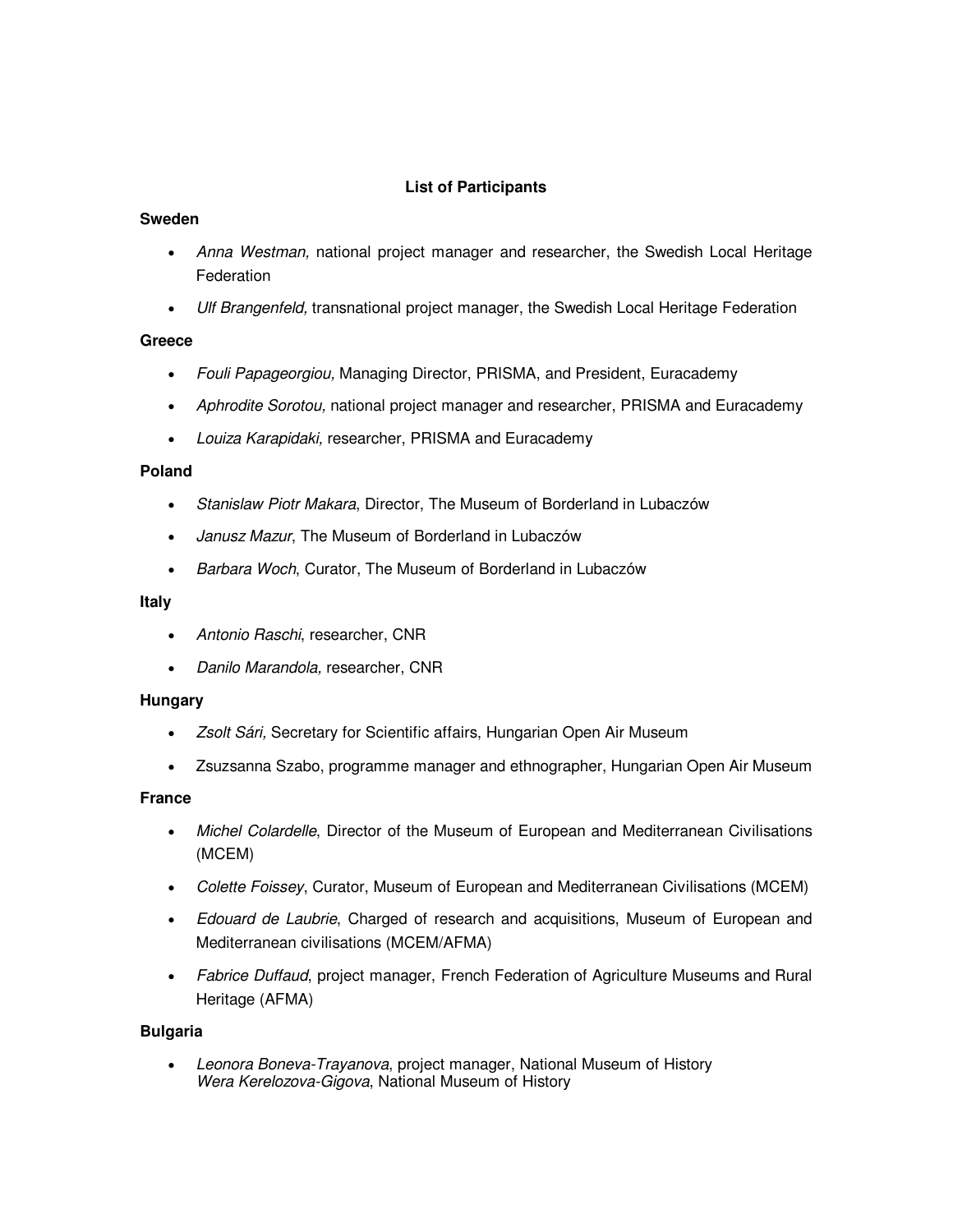**List of Participants**

**Sweden**

- *Anna Westman,* national project manager and researcher, the Swedish Local Heritage Federation
- *Ulf Brangenfeld,* transnational project manager, the Swedish Local Heritage Federation

**Greece**

- *Fouli Papageorgiou,* Managing Director, PRISMA, and President, Euracademy
- *Aphrodite Sorotou,* national project manager and researcher, PRISMA and Euracademy
- *Louiza Karapidaki,* researcher, PRISMA and Euracademy

**Poland**

- *Stanislaw Piotr Makara*, Director, The Museum of Borderland in Lubaczów
- *Janusz Mazur*, The Museum of Borderland in Lubaczów
- *Barbara Woch*, Curator, The Museum of Borderland in Lubaczów

**Italy**

- *Antonio Raschi*, researcher, CNR
- *Danilo Marandola,* researcher, CNR

**Hungary**

- *Zsolt Sári,* Secretary for Scientific affairs, Hungarian Open Air Museum
- Zsuzsanna Szabo, programme manager and ethnographer, Hungarian Open Air Museum

**France**

- *Michel Colardelle*, Director of the Museum of European and Mediterranean Civilisations (MCEM)
- *Colette Foissey*, Curator, Museum of European and Mediterranean Civilisations (MCEM)
- *Edouard de Laubrie*, Charged of research and acquisitions, Museum of European and Mediterranean civilisations (MCEM/AFMA)
- *Fabrice Duffaud*, project manager, French Federation of Agriculture Museums and Rural Heritage (AFMA)

**Bulgaria**

- *Leonora Boneva-Trayanova*, project manager, National Museum of History
  *Wera Kerelozova-Gigova*, National Museum of History